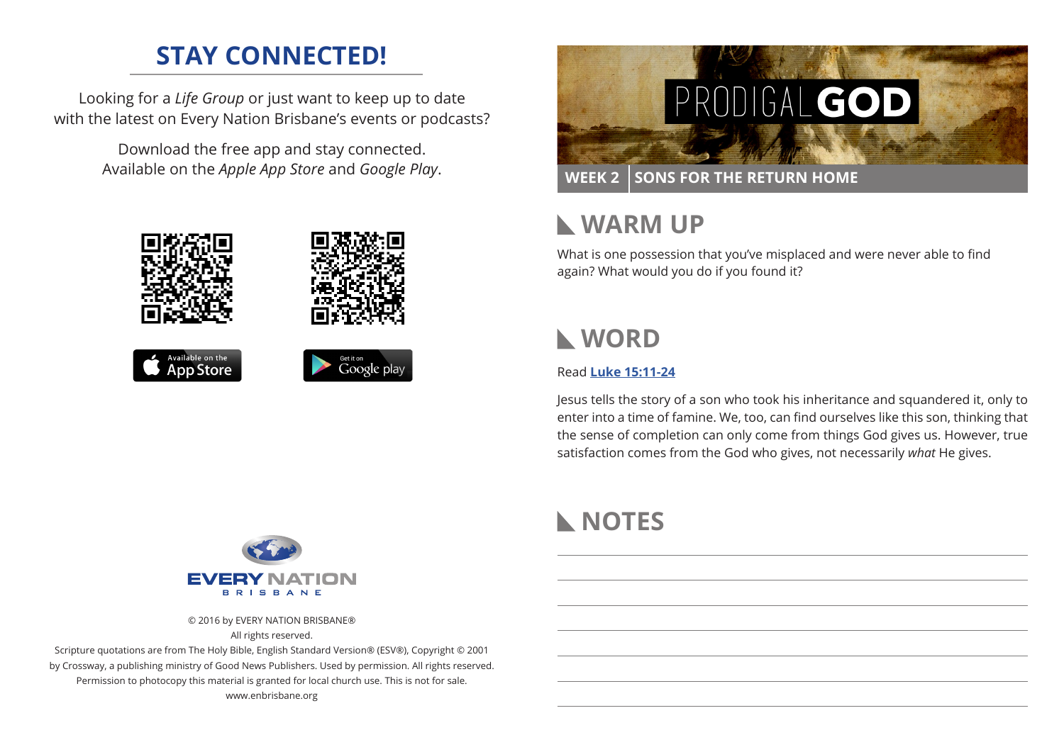## STAY CONNECTED!

Looking for a *Life Group* or just want to keep up to date with the latest on Every Nation Brisbane's events or podcasts?

Download the free app and stay connected. Available on the *Apple App Store* and *Google Play*.

Available on the App Store

Get it on Google play

EVERY NATION BRISBANE

© 2016 by EVERY NATION BRISBANE®
All rights reserved.
Scripture quotations are from The Holy Bible, English Standard Version® (ESV®), Copyright © 2001 by Crossway, a publishing ministry of Good News Publishers. Used by permission. All rights reserved.
Permission to photocopy this material is granted for local church use. This is not for sale.
www.enbrisbane.org

# PRODIGAL GOD

**WEEK 2 | SONS FOR THE RETURN HOME**

## WARM UP

What is one possession that you've misplaced and were never able to find again? What would you do if you found it?

## WORD

Read **Luke 15:11-24**

Jesus tells the story of a son who took his inheritance and squandered it, only to enter into a time of famine. We, too, can find ourselves like this son, thinking that the sense of completion can only come from things God gives us. However, true satisfaction comes from the God who gives, not necessarily *what* He gives.

## NOTES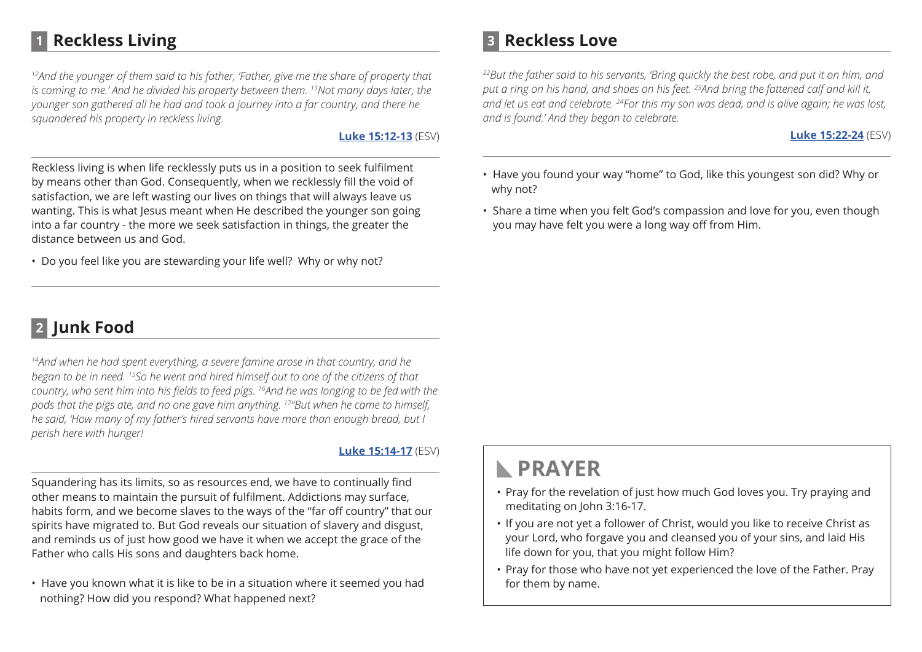## 1 Reckless Living

*[12]And the younger of them said to his father, 'Father, give me the share of property that is coming to me.' And he divided his property between them. [13]Not many days later, the younger son gathered all he had and took a journey into a far country, and there he squandered his property in reckless living.*

**Luke 15:12-13** (ESV)

Reckless living is when life recklessly puts us in a position to seek fulfilment by means other than God. Consequently, when we recklessly fill the void of satisfaction, we are left wasting our lives on things that will always leave us wanting. This is what Jesus meant when He described the younger son going into a far country - the more we seek satisfaction in things, the greater the distance between us and God.

- Do you feel like you are stewarding your life well? Why or why not?

## 2 Junk Food

*[14]And when he had spent everything, a severe famine arose in that country, and he began to be in need. [15]So he went and hired himself out to one of the citizens of that country, who sent him into his fields to feed pigs. [16]And he was longing to be fed with the pods that the pigs ate, and no one gave him anything. [17]"But when he came to himself, he said, 'How many of my father's hired servants have more than enough bread, but I perish here with hunger!*

**Luke 15:14-17** (ESV)

Squandering has its limits, so as resources end, we have to continually find other means to maintain the pursuit of fulfilment. Addictions may surface, habits form, and we become slaves to the ways of the "far off country" that our spirits have migrated to. But God reveals our situation of slavery and disgust, and reminds us of just how good we have it when we accept the grace of the Father who calls His sons and daughters back home.

- Have you known what it is like to be in a situation where it seemed you had nothing? How did you respond? What happened next?

## 3 Reckless Love

*[22]But the father said to his servants, 'Bring quickly the best robe, and put it on him, and put a ring on his hand, and shoes on his feet. [23]And bring the fattened calf and kill it, and let us eat and celebrate. [24]For this my son was dead, and is alive again; he was lost, and is found.' And they began to celebrate.*

**Luke 15:22-24** (ESV)

- Have you found your way "home" to God, like this youngest son did? Why or why not?
- Share a time when you felt God's compassion and love for you, even though you may have felt you were a long way off from Him.

## PRAYER

- Pray for the revelation of just how much God loves you. Try praying and meditating on John 3:16-17.
- If you are not yet a follower of Christ, would you like to receive Christ as your Lord, who forgave you and cleansed you of your sins, and laid His life down for you, that you might follow Him?
- Pray for those who have not yet experienced the love of the Father. Pray for them by name.